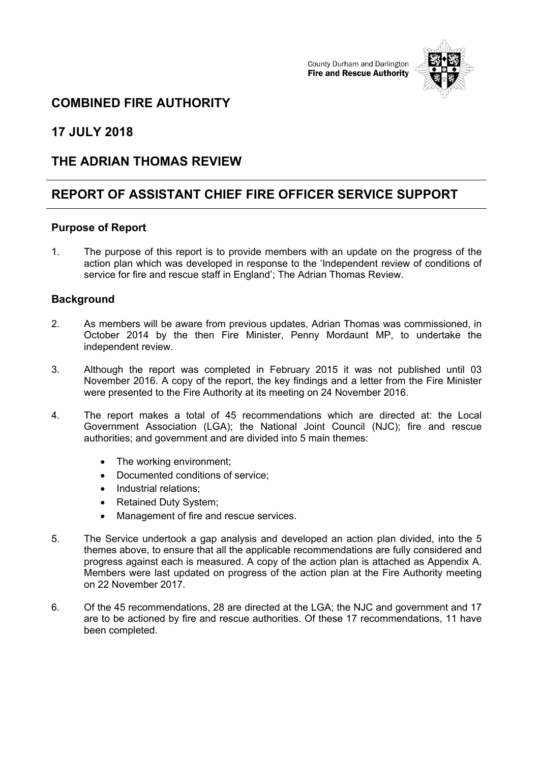County Durham and Darlington
**Fire and Rescue Authority**

## COMBINED FIRE AUTHORITY

## 17 JULY 2018

## THE ADRIAN THOMAS REVIEW

---

## REPORT OF ASSISTANT CHIEF FIRE OFFICER SERVICE SUPPORT

---

### Purpose of Report

1. The purpose of this report is to provide members with an update on the progress of the action plan which was developed in response to the 'Independent review of conditions of service for fire and rescue staff in England'; The Adrian Thomas Review.

### Background

2. As members will be aware from previous updates, Adrian Thomas was commissioned, in October 2014 by the then Fire Minister, Penny Mordaunt MP, to undertake the independent review.

3. Although the report was completed in February 2015 it was not published until 03 November 2016. A copy of the report, the key findings and a letter from the Fire Minister were presented to the Fire Authority at its meeting on 24 November 2016.

4. The report makes a total of 45 recommendations which are directed at: the Local Government Association (LGA); the National Joint Council (NJC); fire and rescue authorities; and government and are divided into 5 main themes:

   - The working environment;
   - Documented conditions of service;
   - Industrial relations;
   - Retained Duty System;
   - Management of fire and rescue services.

5. The Service undertook a gap analysis and developed an action plan divided, into the 5 themes above, to ensure that all the applicable recommendations are fully considered and progress against each is measured. A copy of the action plan is attached as Appendix A. Members were last updated on progress of the action plan at the Fire Authority meeting on 22 November 2017.

6. Of the 45 recommendations, 28 are directed at the LGA; the NJC and government and 17 are to be actioned by fire and rescue authorities. Of these 17 recommendations, 11 have been completed.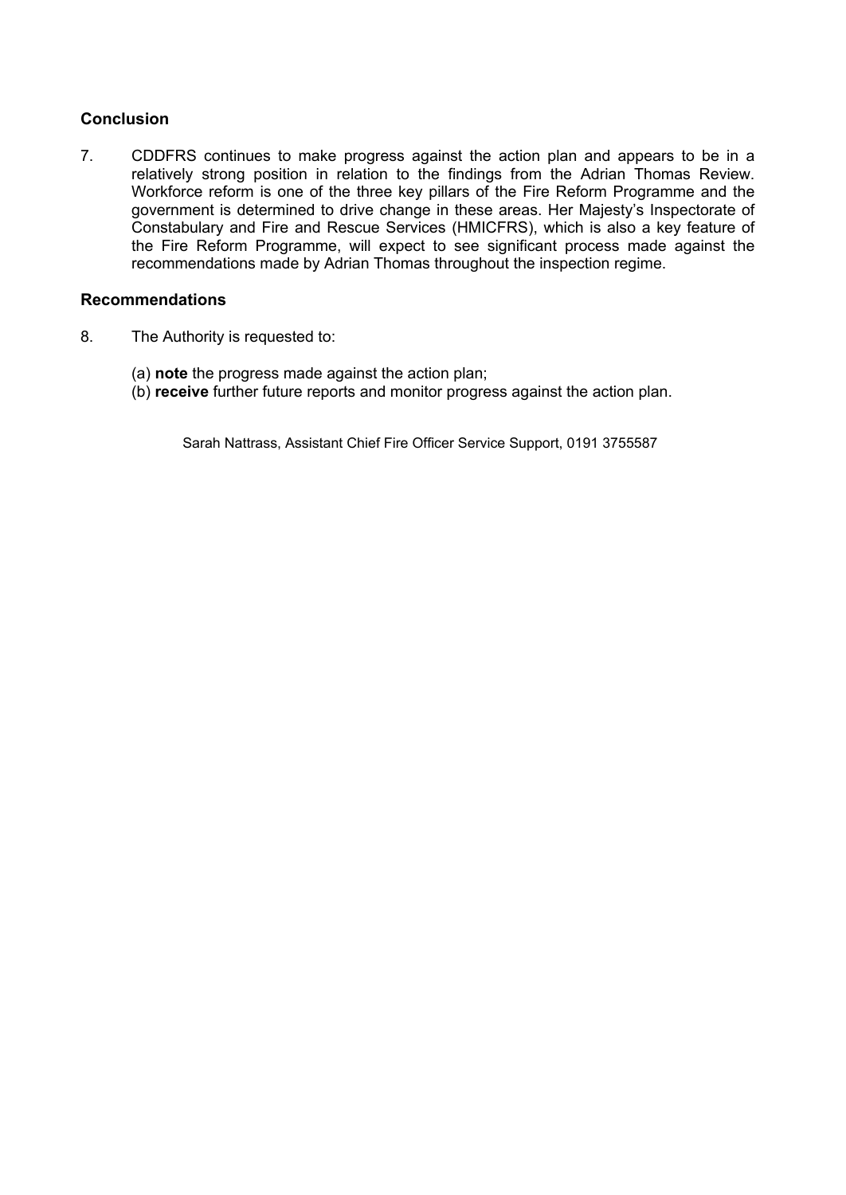## Conclusion

7. CDDFRS continues to make progress against the action plan and appears to be in a relatively strong position in relation to the findings from the Adrian Thomas Review. Workforce reform is one of the three key pillars of the Fire Reform Programme and the government is determined to drive change in these areas. Her Majesty's Inspectorate of Constabulary and Fire and Rescue Services (HMICFRS), which is also a key feature of the Fire Reform Programme, will expect to see significant process made against the recommendations made by Adrian Thomas throughout the inspection regime.

## Recommendations

8. The Authority is requested to:

   (a) **note** the progress made against the action plan;
   (b) **receive** further future reports and monitor progress against the action plan.

Sarah Nattrass, Assistant Chief Fire Officer Service Support, 0191 3755587